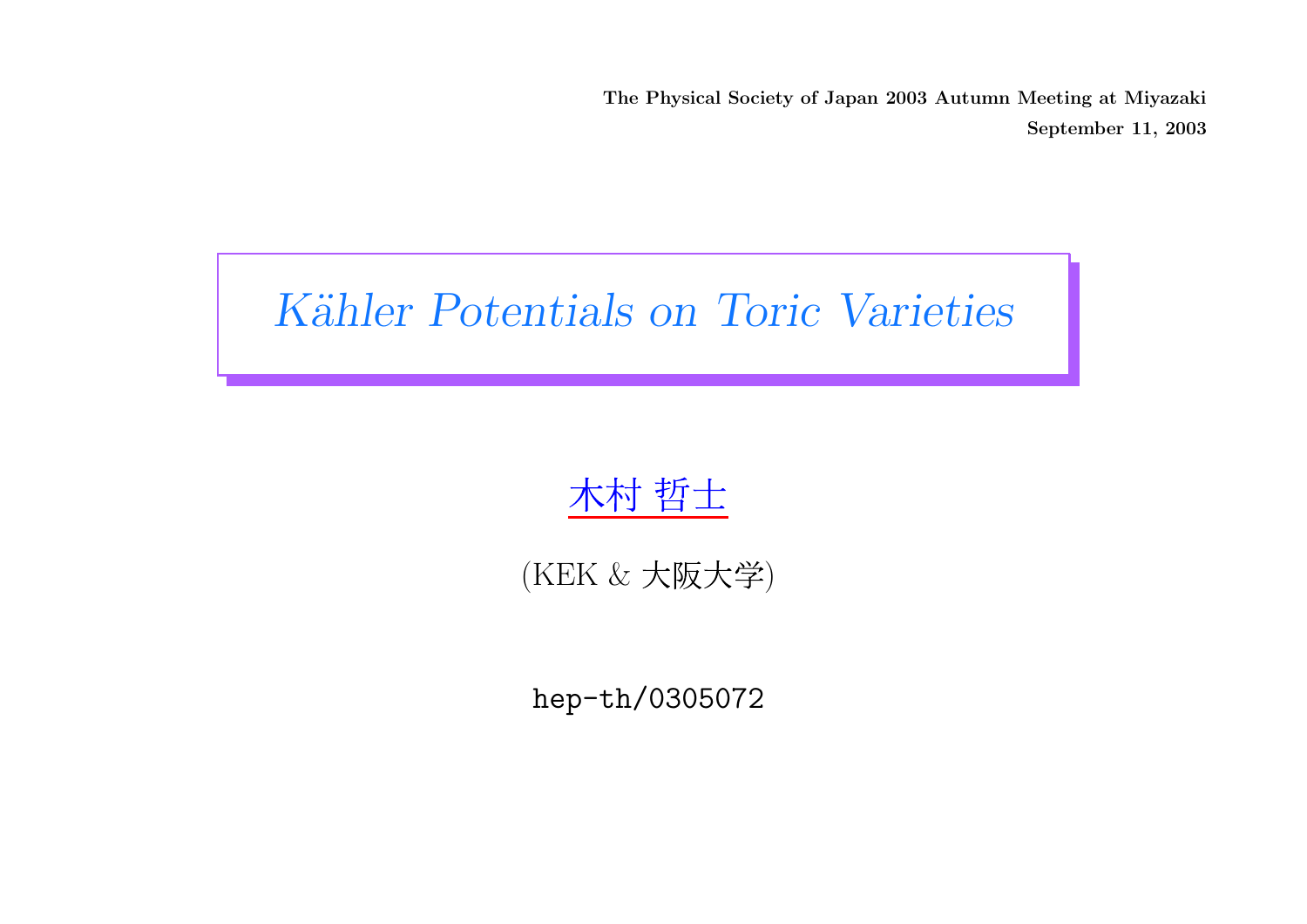**The Physical Society of Japan 2003 Autumn Meeting at Miyazaki**

**September 11, 2003**

# *Kähler Potentials on Toric Varieties*

木村 哲士

(KEK & 大阪大学)

`hep-th/0305072`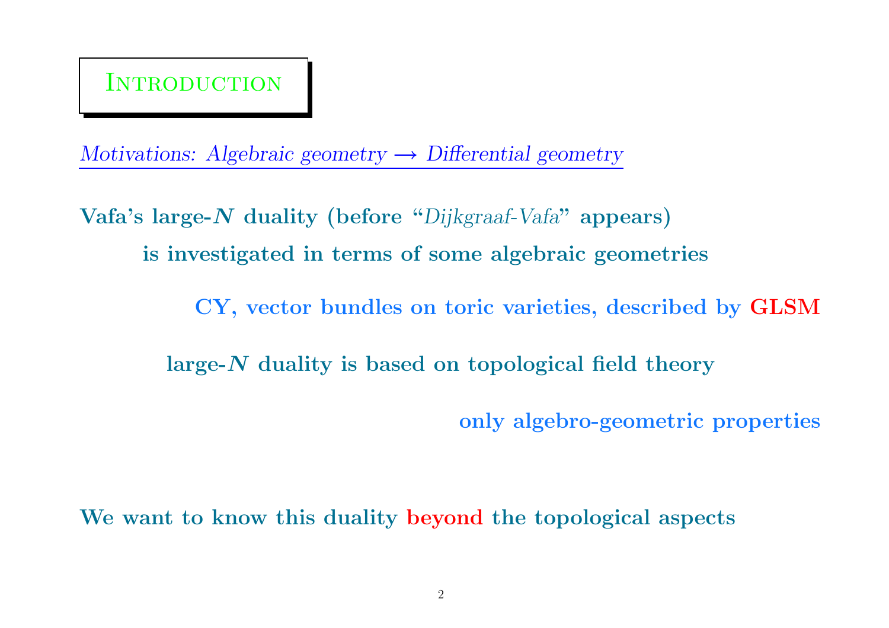# Introduction

*Motivations: Algebraic geometry $\longrightarrow$ Differential geometry*

**Vafa's large-$N$ duality (before "*Dijkgraaf-Vafa*" appears)**

**is investigated in terms of some algebraic geometries**

**CY, vector bundles on toric varieties, described by GLSM**

**large-$N$ duality is based on topological field theory**

**only algebro-geometric properties**

**We want to know this duality beyond the topological aspects**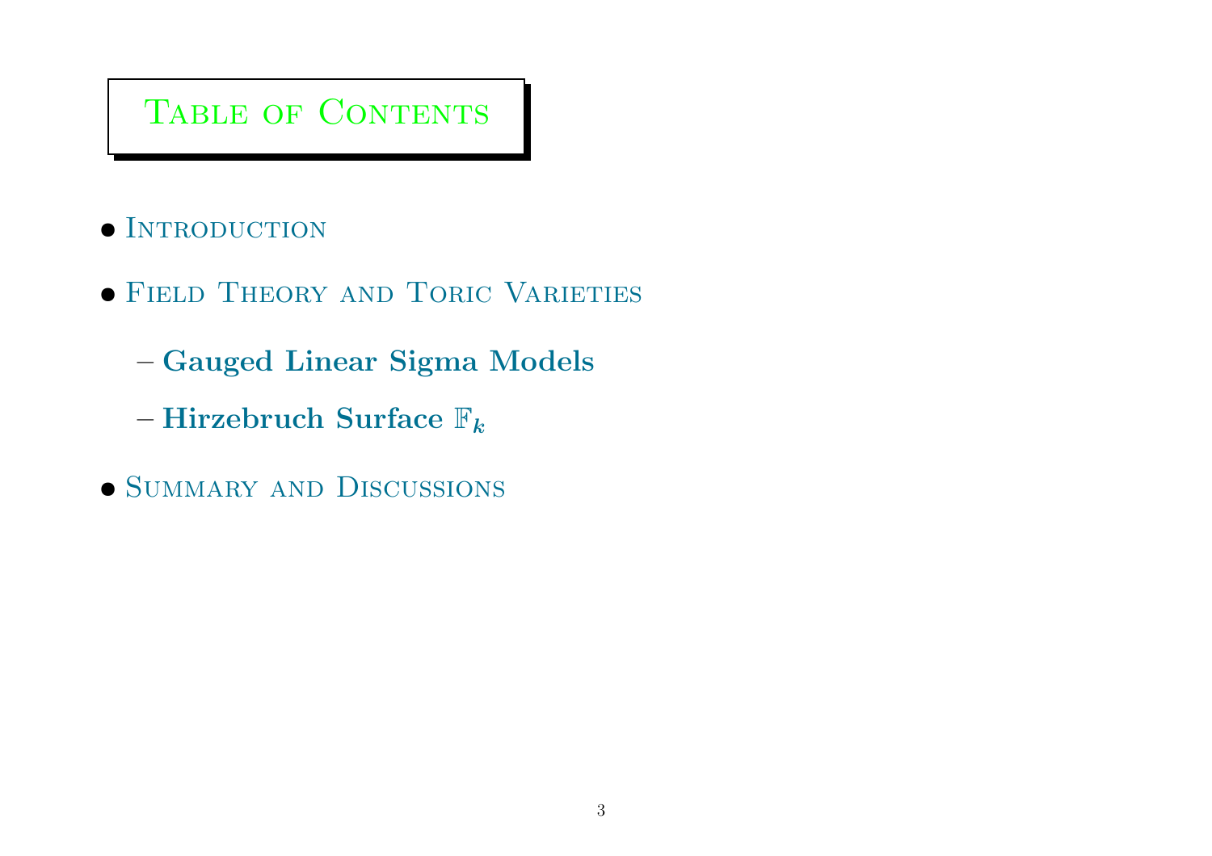# Table of Contents

- Introduction
- Field Theory and Toric Varieties
  - **Gauged Linear Sigma Models**
  - **Hirzebruch Surface $\mathbb{F}_k$**
- Summary and Discussions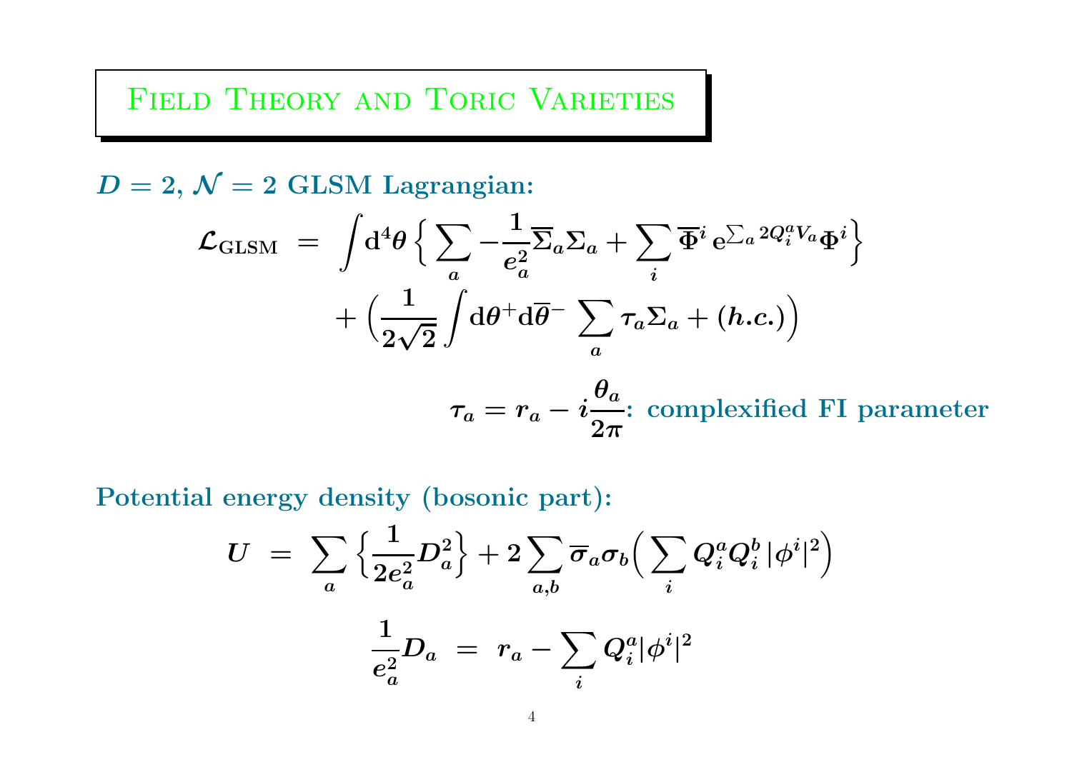# Field Theory and Toric Varieties

**$D = 2$, $\mathcal{N} = 2$ GLSM Lagrangian:**

$$
\begin{aligned}
\mathcal{L}_{\text{GLSM}} \;=\; & \int \mathrm{d}^4\theta \Big\{ \sum_a -\frac{1}{e_a^2} \overline{\Sigma}_a \Sigma_a + \sum_i \overline{\Phi}^i \, \mathrm{e}^{\sum_a 2Q_i^a V_a} \Phi^i \Big\} \\
& + \Big( \frac{1}{2\sqrt{2}} \int \mathrm{d}\theta^+ \mathrm{d}\overline{\theta}^- \, \sum_a \tau_a \Sigma_a + (h.c.) \Big)
\end{aligned}
$$

$\tau_a = r_a - i\dfrac{\theta_a}{2\pi}$: **complexified FI parameter**

**Potential energy density (bosonic part):**

$$
U \;=\; \sum_a \Big\{ \frac{1}{2e_a^2} D_a^2 \Big\} + 2 \sum_{a,b} \overline{\sigma}_a \sigma_b \Big( \sum_i Q_i^a Q_i^b \, |\phi^i|^2 \Big)
$$

$$
\frac{1}{e_a^2} D_a \;=\; r_a - \sum_i Q_i^a |\phi^i|^2
$$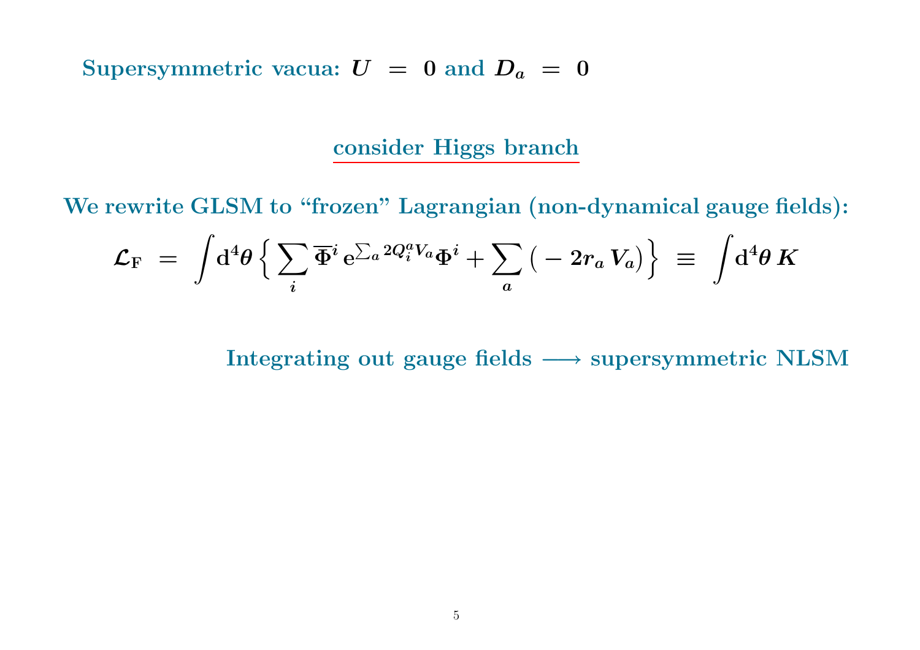**Supersymmetric vacua: $U = 0$ and $D_a = 0$**

**consider Higgs branch**

**We rewrite GLSM to "frozen" Lagrangian (non-dynamical gauge fields):**

$$\mathcal{L}_{\mathrm{F}} = \int \mathrm{d}^4\theta \Big\{ \sum_i \overline{\Phi}^i \, \mathrm{e}^{\sum_a 2Q_i^a V_a} \Phi^i + \sum_a \big( -2r_a \, V_a \big) \Big\} \equiv \int \mathrm{d}^4\theta \, K$$

**Integrating out gauge fields $\longrightarrow$ supersymmetric NLSM**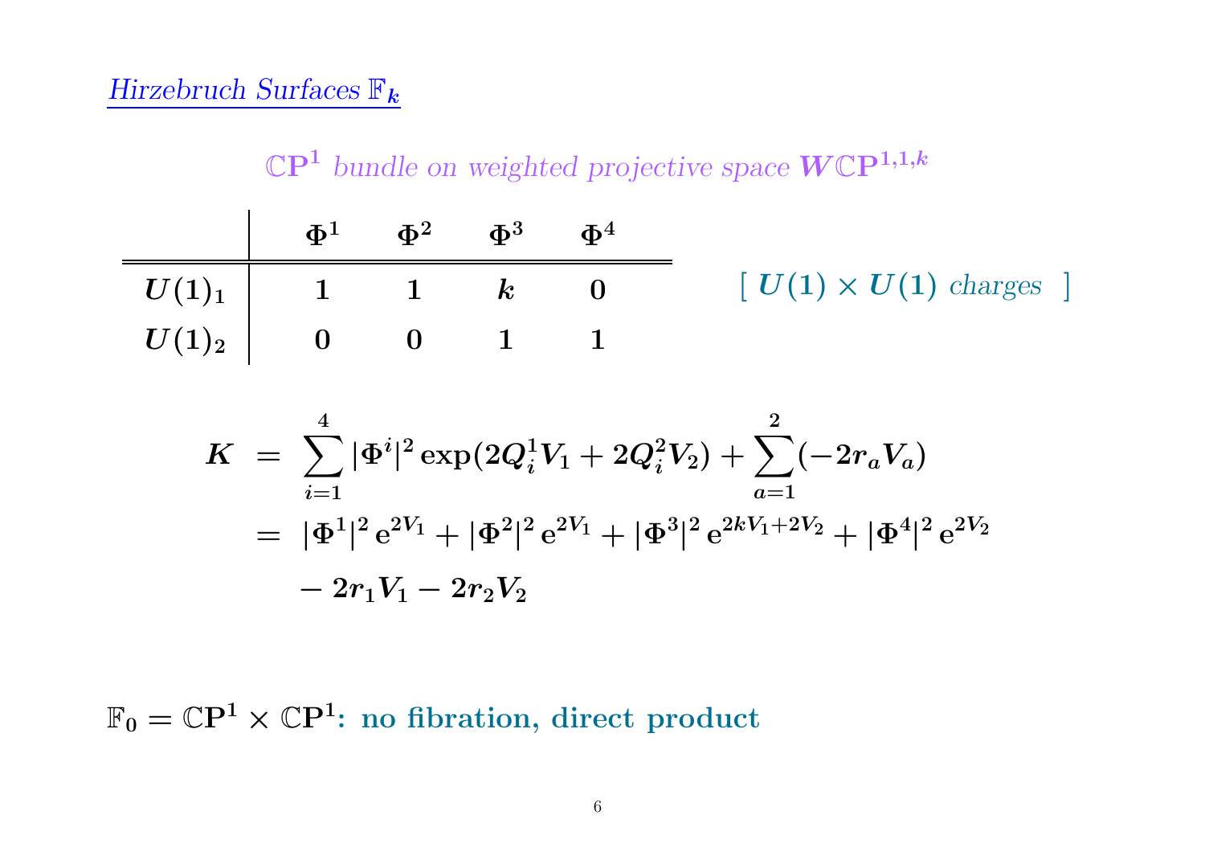## Hirzebruch Surfaces $\mathbb{F}_k$

*$\mathbb{C}\mathbf{P}^1$ bundle on weighted projective space $W\mathbb{C}\mathbf{P}^{1,1,k}$*

|  | $\Phi^1$ | $\Phi^2$ | $\Phi^3$ | $\Phi^4$ |
|---|---|---|---|---|
| $U(1)_1$ | 1 | 1 | $k$ | 0 |
| $U(1)_2$ | 0 | 0 | 1 | 1 |

[ $U(1) \times U(1)$ *charges* ]

$$
\begin{aligned}
K &= \sum_{i=1}^{4} |\Phi^i|^2 \exp(2Q_i^1 V_1 + 2Q_i^2 V_2) + \sum_{a=1}^{2} (-2r_a V_a) \\
&= |\Phi^1|^2 \, \mathrm{e}^{2V_1} + |\Phi^2|^2 \, \mathrm{e}^{2V_1} + |\Phi^3|^2 \, \mathrm{e}^{2kV_1 + 2V_2} + |\Phi^4|^2 \, \mathrm{e}^{2V_2} \\
&\quad - 2r_1 V_1 - 2r_2 V_2
\end{aligned}
$$

$\mathbb{F}_0 = \mathbb{C}\mathbf{P}^1 \times \mathbb{C}\mathbf{P}^1$: **no fibration, direct product**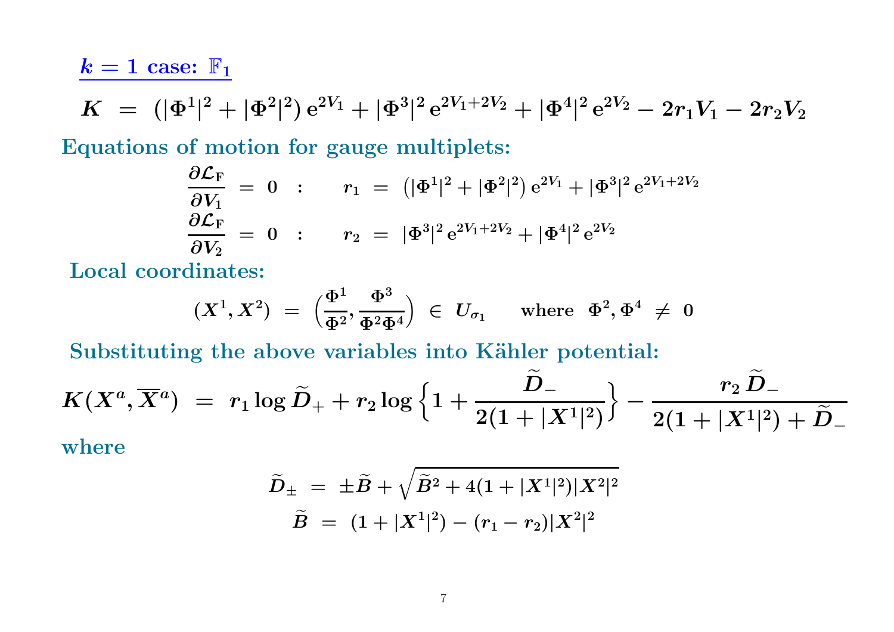## $k = 1$ case: $\mathbb{F}_1$

$$K \ = \ (|\Phi^1|^2 + |\Phi^2|^2)\, \mathrm{e}^{2V_1} + |\Phi^3|^2\, \mathrm{e}^{2V_1 + 2V_2} + |\Phi^4|^2\, \mathrm{e}^{2V_2} - 2r_1 V_1 - 2r_2 V_2$$

**Equations of motion for gauge multiplets:**

$$\frac{\partial \mathcal{L}_{\rm F}}{\partial V_1} \ = \ 0 \quad : \qquad r_1 \ = \ \big(|\Phi^1|^2 + |\Phi^2|^2\big)\, \mathrm{e}^{2V_1} + |\Phi^3|^2\, \mathrm{e}^{2V_1 + 2V_2}$$

$$\frac{\partial \mathcal{L}_{\rm F}}{\partial V_2} \ = \ 0 \quad : \qquad r_2 \ = \ |\Phi^3|^2\, \mathrm{e}^{2V_1 + 2V_2} + |\Phi^4|^2\, \mathrm{e}^{2V_2}$$

**Local coordinates:**

$$(X^1, X^2) \ = \ \Big(\frac{\Phi^1}{\Phi^2}, \frac{\Phi^3}{\Phi^2 \Phi^4}\Big) \ \in \ U_{\sigma_1} \qquad \text{where} \ \ \Phi^2, \Phi^4 \ \neq \ 0$$

**Substituting the above variables into Kähler potential:**

$$K(X^a, \overline{X}^a) \ = \ r_1 \log \widetilde{D}_+ + r_2 \log \Big\{ 1 + \frac{\widetilde{D}_-}{2(1 + |X^1|^2)} \Big\} - \frac{r_2\, \widetilde{D}_-}{2(1 + |X^1|^2) + \widetilde{D}_-}$$

where

$$\widetilde{D}_{\pm} \ = \ \pm \widetilde{B} + \sqrt{\widetilde{B}^2 + 4(1 + |X^1|^2)|X^2|^2}$$

$$\widetilde{B} \ = \ (1 + |X^1|^2) - (r_1 - r_2)|X^2|^2$$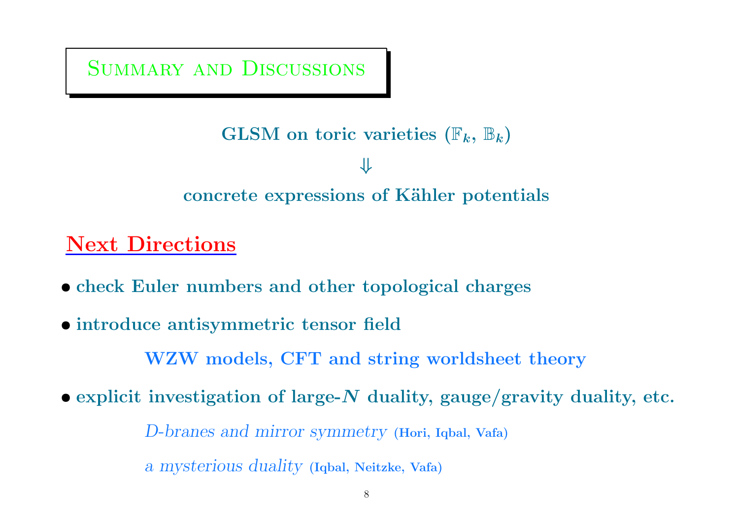# Summary and Discussions

**GLSM on toric varieties ($\mathbb{F}_k$, $\mathbb{B}_k$)**

$\Downarrow$

**concrete expressions of Kähler potentials**

## Next Directions

- **check Euler numbers and other topological charges**
- **introduce antisymmetric tensor field**

  **WZW models, CFT and string worldsheet theory**

- **explicit investigation of large-$N$ duality, gauge/gravity duality, etc.**

  *D-branes and mirror symmetry* **(Hori, Iqbal, Vafa)**

  *a mysterious duality* **(Iqbal, Neitzke, Vafa)**